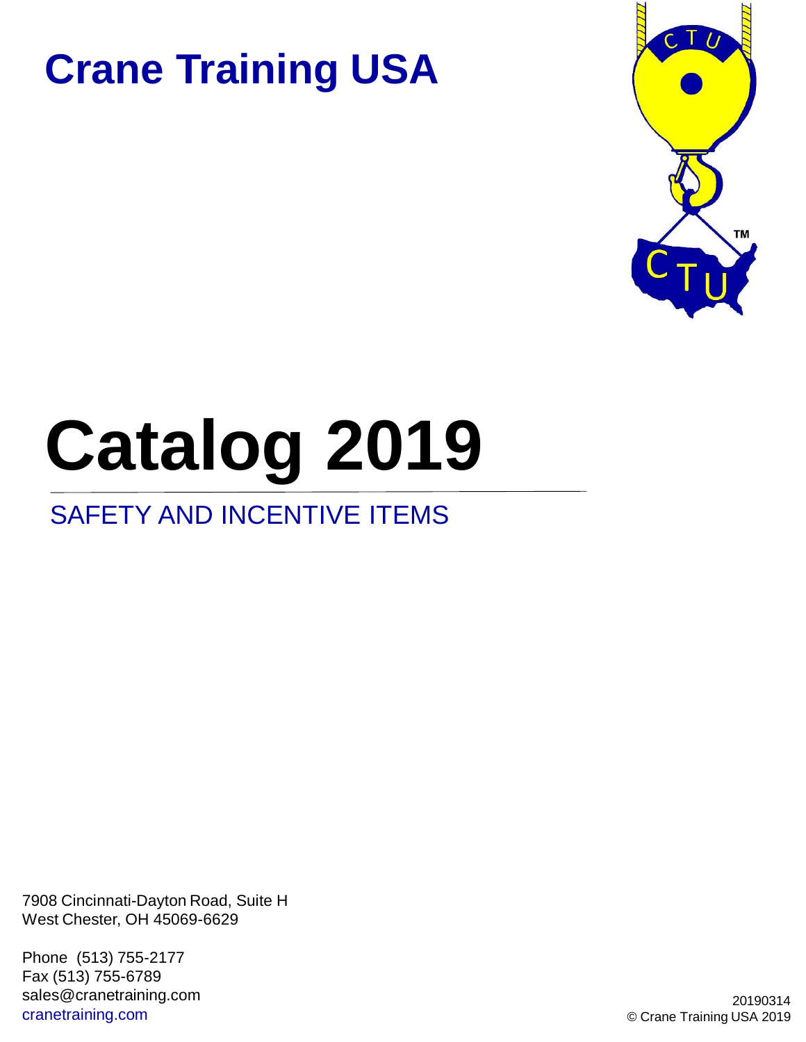# Crane Training USA

# Catalog 2019

## SAFETY AND INCENTIVE ITEMS

7908 Cincinnati-Dayton Road, Suite H
West Chester, OH 45069-6629

Phone (513) 755-2177
Fax (513) 755-6789
sales@cranetraining.com
cranetraining.com

20190314
© Crane Training USA 2019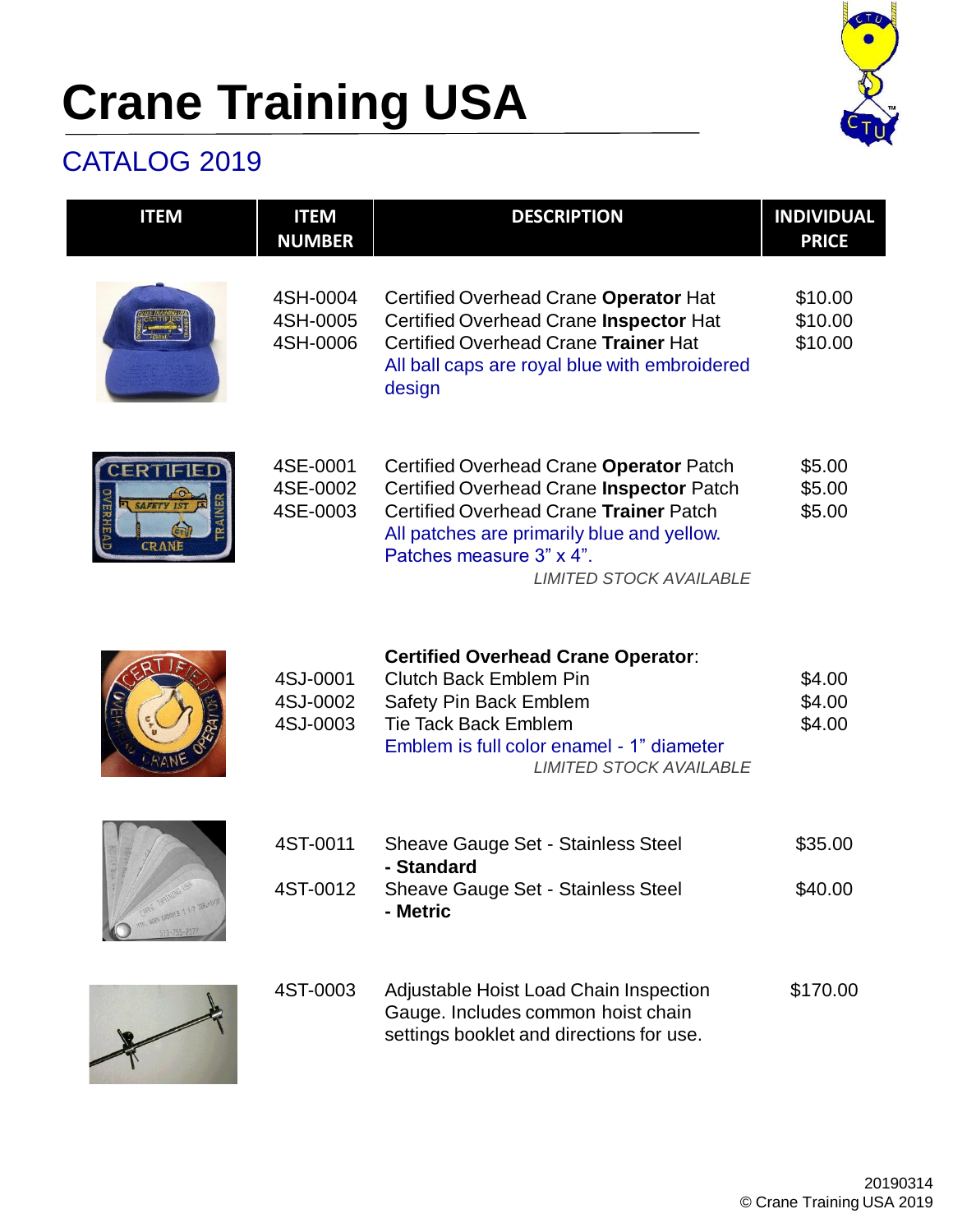# Crane Training USA

## CATALOG 2019

| ITEM | ITEM NUMBER | DESCRIPTION | INDIVIDUAL PRICE |
|---|---|---|---|
| | 4SH-0004<br>4SH-0005<br>4SH-0006 | Certified Overhead Crane **Operator** Hat<br>Certified Overhead Crane **Inspector** Hat<br>Certified Overhead Crane **Trainer** Hat<br>All ball caps are royal blue with embroidered design | $10.00<br>$10.00<br>$10.00 |
| | 4SE-0001<br>4SE-0002<br>4SE-0003 | Certified Overhead Crane **Operator** Patch<br>Certified Overhead Crane **Inspector** Patch<br>Certified Overhead Crane **Trainer** Patch<br>All patches are primarily blue and yellow. Patches measure 3" x 4".<br>*LIMITED STOCK AVAILABLE* | $5.00<br>$5.00<br>$5.00 |
| | 4SJ-0001<br>4SJ-0002<br>4SJ-0003 | **Certified Overhead Crane Operator**:<br>Clutch Back Emblem Pin<br>Safety Pin Back Emblem<br>Tie Tack Back Emblem<br>Emblem is full color enamel - 1" diameter<br>*LIMITED STOCK AVAILABLE* | $4.00<br>$4.00<br>$4.00 |
| | 4ST-0011<br>4ST-0012 | Sheave Gauge Set - Stainless Steel **- Standard**<br>Sheave Gauge Set - Stainless Steel **- Metric** | $35.00<br>$40.00 |
| | 4ST-0003 | Adjustable Hoist Load Chain Inspection Gauge. Includes common hoist chain settings booklet and directions for use. | $170.00 |

20190314
© Crane Training USA 2019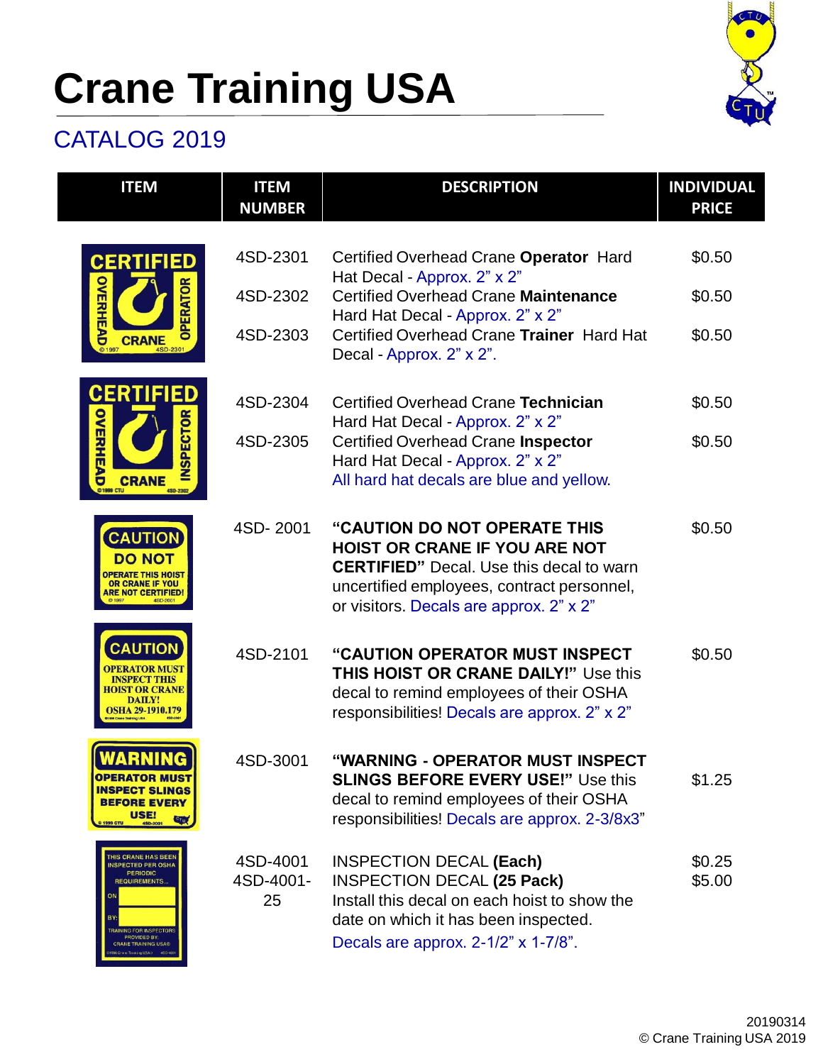# Crane Training USA

## CATALOG 2019

| ITEM | ITEM NUMBER | DESCRIPTION | INDIVIDUAL PRICE |
|---|---|---|---|
| | 4SD-2301 | Certified Overhead Crane **Operator** Hard Hat Decal - Approx. 2" x 2" | $0.50 |
| | 4SD-2302 | Certified Overhead Crane **Maintenance** Hard Hat Decal - Approx. 2" x 2" | $0.50 |
| | 4SD-2303 | Certified Overhead Crane **Trainer** Hard Hat Decal - Approx. 2" x 2". | $0.50 |
| | 4SD-2304 | Certified Overhead Crane **Technician** Hard Hat Decal - Approx. 2" x 2" | $0.50 |
| | 4SD-2305 | Certified Overhead Crane **Inspector** Hard Hat Decal - Approx. 2" x 2" All hard hat decals are blue and yellow. | $0.50 |
| | 4SD- 2001 | **"CAUTION DO NOT OPERATE THIS HOIST OR CRANE IF YOU ARE NOT CERTIFIED"** Decal. Use this decal to warn uncertified employees, contract personnel, or visitors. Decals are approx. 2" x 2" | $0.50 |
| | 4SD-2101 | **"CAUTION OPERATOR MUST INSPECT THIS HOIST OR CRANE DAILY!"** Use this decal to remind employees of their OSHA responsibilities! Decals are approx. 2" x 2" | $0.50 |
| | 4SD-3001 | **"WARNING - OPERATOR MUST INSPECT SLINGS BEFORE EVERY USE!"** Use this decal to remind employees of their OSHA responsibilities! Decals are approx. 2-3/8x3" | $1.25 |
| | 4SD-4001 | INSPECTION DECAL **(Each)** | $0.25 |
| | 4SD-4001-25 | INSPECTION DECAL **(25 Pack)** Install this decal on each hoist to show the date on which it has been inspected. Decals are approx. 2-1/2" x 1-7/8". | $5.00 |

20190314
© Crane Training USA 2019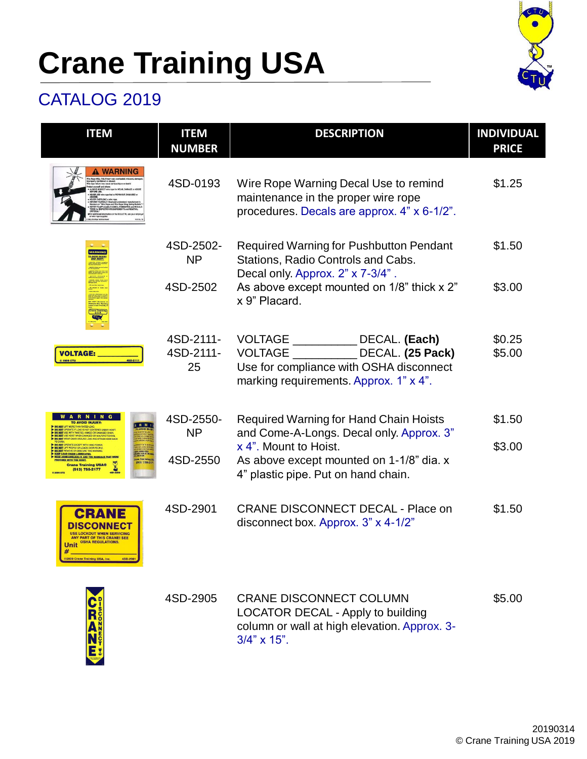# Crane Training USA

## CATALOG 2019

| ITEM | ITEM NUMBER | DESCRIPTION | INDIVIDUAL PRICE |
|---|---|---|---|
| | 4SD-0193 | Wire Rope Warning Decal Use to remind maintenance in the proper wire rope procedures. Decals are approx. 4" x 6-1/2". | $1.25 |
| | 4SD-2502-NP | Required Warning for Pushbutton Pendant Stations, Radio Controls and Cabs. Decal only. Approx. 2" x 7-3/4" . | $1.50 |
| | 4SD-2502 | As above except mounted on 1/8" thick x 2" x 9" Placard. | $3.00 |
| | 4SD-2111- | VOLTAGE __________ DECAL. **(Each)** | $0.25 |
| | 4SD-2111-25 | VOLTAGE __________ DECAL. **(25 Pack)** Use for compliance with OSHA disconnect marking requirements. Approx. 1" x 4". | $5.00 |
| | 4SD-2550-NP | Required Warning for Hand Chain Hoists and Come-A-Longs. Decal only. Approx. 3" x 4". Mount to Hoist. | $1.50 |
| | 4SD-2550 | As above except mounted on 1-1/8" dia. x 4" plastic pipe. Put on hand chain. | $3.00 |
| | 4SD-2901 | CRANE DISCONNECT DECAL - Place on disconnect box. Approx. 3" x 4-1/2" | $1.50 |
| | 4SD-2905 | CRANE DISCONNECT COLUMN LOCATOR DECAL - Apply to building column or wall at high elevation. Approx. 3-3/4" x 15". | $5.00 |

20190314
© Crane Training USA 2019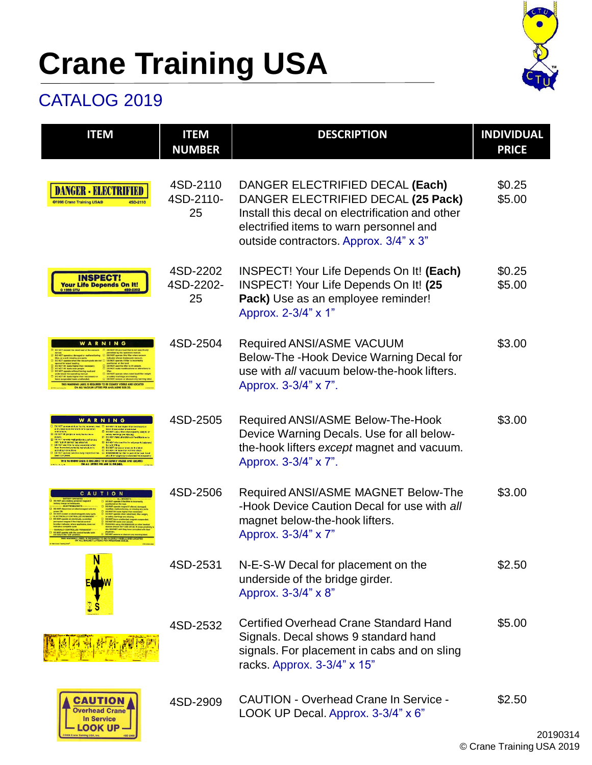# Crane Training USA

## CATALOG 2019

| ITEM | ITEM NUMBER | DESCRIPTION | INDIVIDUAL PRICE |
|---|---|---|---|
| | 4SD-2110<br>4SD-2110-25 | DANGER ELECTRIFIED DECAL **(Each)**<br>DANGER ELECTRIFIED DECAL **(25 Pack)**<br>Install this decal on electrification and other electrified items to warn personnel and outside contractors. Approx. 3/4" x 3" | \$0.25<br>\$5.00 |
| | 4SD-2202<br>4SD-2202-25 | INSPECT! Your Life Depends On It! **(Each)**<br>INSPECT! Your Life Depends On It! **(25 Pack)** Use as an employee reminder!<br>Approx. 2-3/4" x 1" | \$0.25<br>\$5.00 |
| | 4SD-2504 | Required ANSI/ASME VACUUM Below-The -Hook Device Warning Decal for use with *all* vacuum below-the-hook lifters.<br>Approx. 3-3/4" x 7". | \$3.00 |
| | 4SD-2505 | Required ANSI/ASME Below-The-Hook Device Warning Decals. Use for all below-the-hook lifters *except* magnet and vacuum.<br>Approx. 3-3/4" x 7". | \$3.00 |
| | 4SD-2506 | Required ANSI/ASME MAGNET Below-The -Hook Device Caution Decal for use with *all* magnet below-the-hook lifters.<br>Approx. 3-3/4" x 7" | \$3.00 |
| | 4SD-2531 | N-E-S-W Decal for placement on the underside of the bridge girder.<br>Approx. 3-3/4" x 8" | \$2.50 |
| | 4SD-2532 | Certified Overhead Crane Standard Hand Signals. Decal shows 9 standard hand signals. For placement in cabs and on sling racks. Approx. 3-3/4" x 15" | \$5.00 |
| | 4SD-2909 | CAUTION - Overhead Crane In Service - LOOK UP Decal. Approx. 3-3/4" x 6" | \$2.50 |

20190314
© Crane Training USA 2019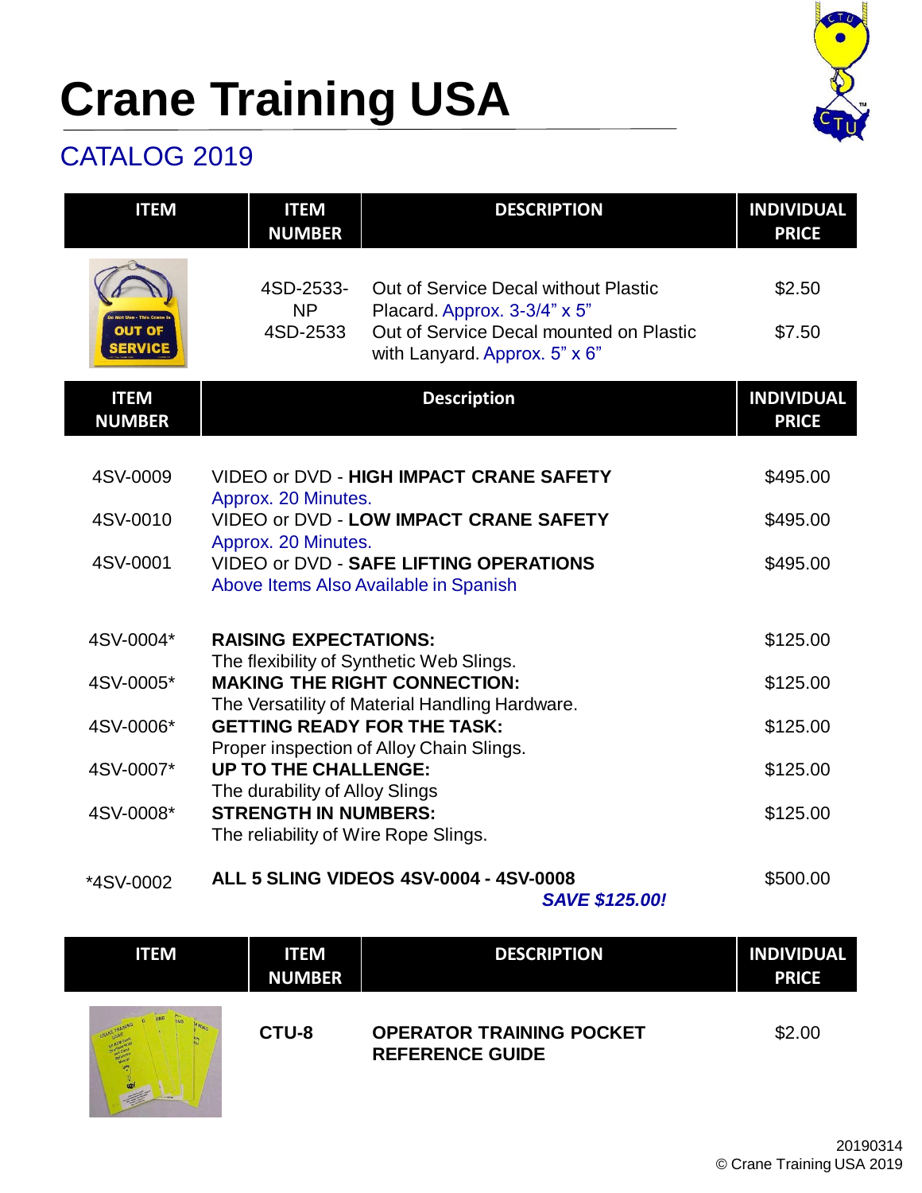# Crane Training USA

## CATALOG 2019

| ITEM | ITEM NUMBER | DESCRIPTION | INDIVIDUAL PRICE |
|---|---|---|---|
| | 4SD-2533-NP | Out of Service Decal without Plastic Placard. Approx. 3-3/4" x 5" | $2.50 |
| | 4SD-2533 | Out of Service Decal mounted on Plastic with Lanyard. Approx. 5" x 6" | $7.50 |

| ITEM NUMBER | Description | INDIVIDUAL PRICE |
|---|---|---|
| 4SV-0009 | VIDEO or DVD - **HIGH IMPACT CRANE SAFETY** Approx. 20 Minutes. | $495.00 |
| 4SV-0010 | VIDEO or DVD - **LOW IMPACT CRANE SAFETY** Approx. 20 Minutes. | $495.00 |
| 4SV-0001 | VIDEO or DVD - **SAFE LIFTING OPERATIONS** Above Items Also Available in Spanish | $495.00 |
| 4SV-0004* | **RAISING EXPECTATIONS:** The flexibility of Synthetic Web Slings. | $125.00 |
| 4SV-0005* | **MAKING THE RIGHT CONNECTION:** The Versatility of Material Handling Hardware. | $125.00 |
| 4SV-0006* | **GETTING READY FOR THE TASK:** Proper inspection of Alloy Chain Slings. | $125.00 |
| 4SV-0007* | **UP TO THE CHALLENGE:** The durability of Alloy Slings | $125.00 |
| 4SV-0008* | **STRENGTH IN NUMBERS:** The reliability of Wire Rope Slings. | $125.00 |
| *4SV-0002 | **ALL 5 SLING VIDEOS 4SV-0004 - 4SV-0008** ***SAVE $125.00!*** | $500.00 |

| ITEM | ITEM NUMBER | DESCRIPTION | INDIVIDUAL PRICE |
|---|---|---|---|
| | CTU-8 | **OPERATOR TRAINING POCKET REFERENCE GUIDE** | $2.00 |

20190314
© Crane Training USA 2019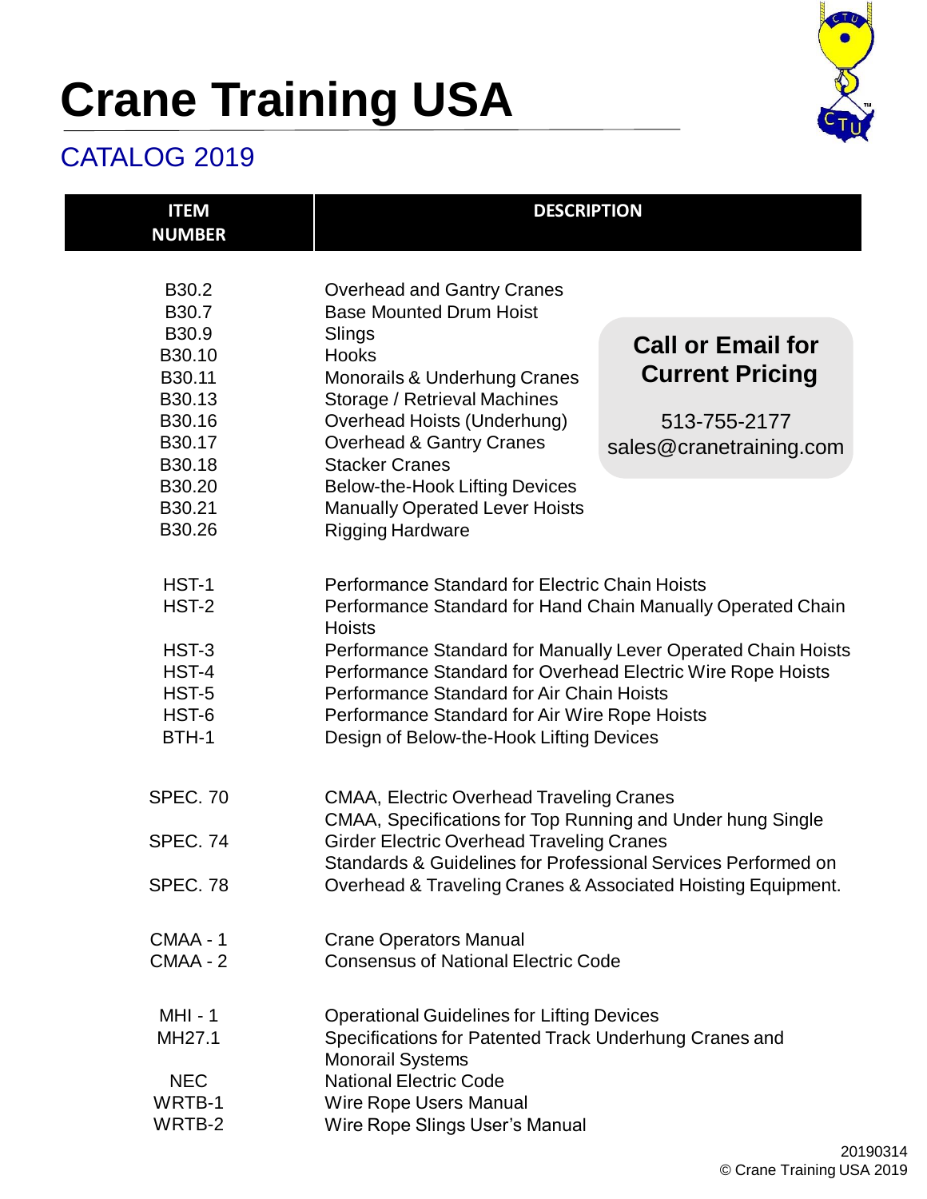# Crane Training USA

## CATALOG 2019

| ITEM NUMBER | DESCRIPTION |
|---|---|
| B30.2 | Overhead and Gantry Cranes |
| B30.7 | Base Mounted Drum Hoist |
| B30.9 | Slings |
| B30.10 | Hooks |
| B30.11 | Monorails & Underhung Cranes |
| B30.13 | Storage / Retrieval Machines |
| B30.16 | Overhead Hoists (Underhung) |
| B30.17 | Overhead & Gantry Cranes |
| B30.18 | Stacker Cranes |
| B30.20 | Below-the-Hook Lifting Devices |
| B30.21 | Manually Operated Lever Hoists |
| B30.26 | Rigging Hardware |
| HST-1 | Performance Standard for Electric Chain Hoists |
| HST-2 | Performance Standard for Hand Chain Manually Operated Chain Hoists |
| HST-3 | Performance Standard for Manually Lever Operated Chain Hoists |
| HST-4 | Performance Standard for Overhead Electric Wire Rope Hoists |
| HST-5 | Performance Standard for Air Chain Hoists |
| HST-6 | Performance Standard for Air Wire Rope Hoists |
| BTH-1 | Design of Below-the-Hook Lifting Devices |
| SPEC. 70 | CMAA, Electric Overhead Traveling Cranes |
| SPEC. 74 | CMAA, Specifications for Top Running and Under hung Single Girder Electric Overhead Traveling Cranes |
| SPEC. 78 | Standards & Guidelines for Professional Services Performed on Overhead & Traveling Cranes & Associated Hoisting Equipment. |
| CMAA - 1 | Crane Operators Manual |
| CMAA - 2 | Consensus of National Electric Code |
| MHI - 1 | Operational Guidelines for Lifting Devices |
| MH27.1 | Specifications for Patented Track Underhung Cranes and Monorail Systems |
| NEC | National Electric Code |
| WRTB-1 | Wire Rope Users Manual |
| WRTB-2 | Wire Rope Slings User's Manual |

**Call or Email for Current Pricing**

513-755-2177
sales@cranetraining.com

20190314
© Crane Training USA 2019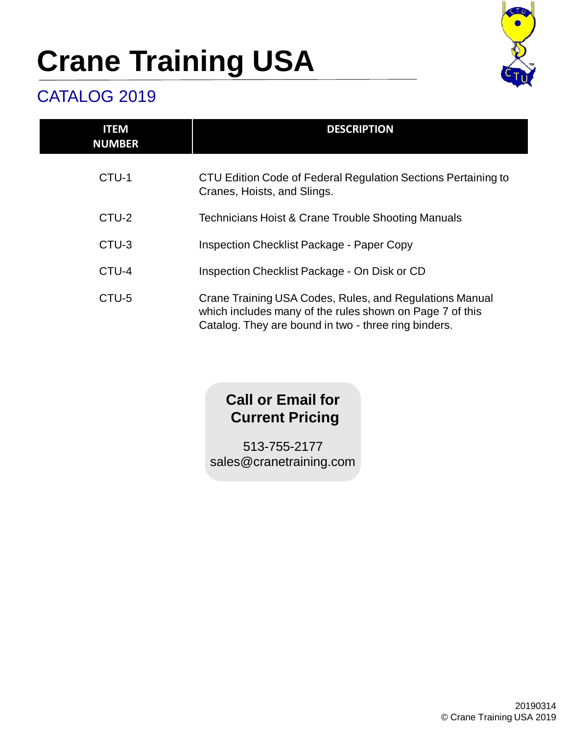# Crane Training USA

## CATALOG 2019

| ITEM NUMBER | DESCRIPTION |
| --- | --- |
| CTU-1 | CTU Edition Code of Federal Regulation Sections Pertaining to Cranes, Hoists, and Slings. |
| CTU-2 | Technicians Hoist & Crane Trouble Shooting Manuals |
| CTU-3 | Inspection Checklist Package - Paper Copy |
| CTU-4 | Inspection Checklist Package - On Disk or CD |
| CTU-5 | Crane Training USA Codes, Rules, and Regulations Manual which includes many of the rules shown on Page 7 of this Catalog. They are bound in two - three ring binders. |

**Call or Email for Current Pricing**

513-755-2177
sales@cranetraining.com

20190314
© Crane Training USA 2019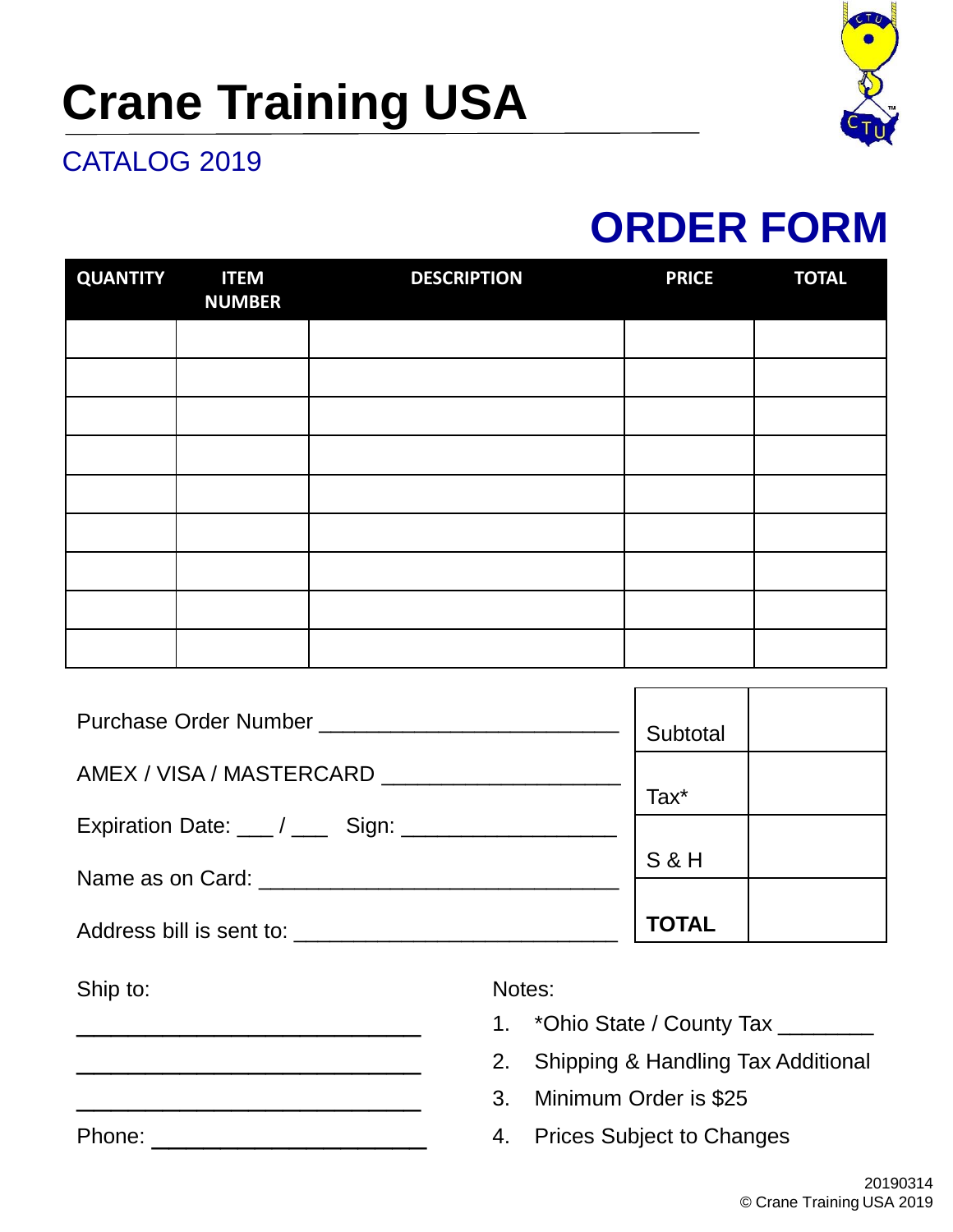# Crane Training USA

CATALOG 2019

## ORDER FORM

| QUANTITY | ITEM NUMBER | DESCRIPTION | PRICE | TOTAL |
|---|---|---|---|---|
| | | | | |
| | | | | |
| | | | | |
| | | | | |
| | | | | |
| | | | | |
| | | | | |
| | | | | |
| | | | | |

Purchase Order Number ___________________________

AMEX / VISA / MASTERCARD _____________________

Expiration Date: ___ / ___ Sign: ___________________

Name as on Card: ________________________________

Address bill is sent to: ____________________________

| | |
|---|---|
| Subtotal | |
| Tax* | |
| S & H | |
| **TOTAL** | |

Ship to:

______________________________

______________________________

______________________________

Phone: ________________________

Notes:

1. *Ohio State / County Tax ________
2. Shipping & Handling Tax Additional
3. Minimum Order is $25
4. Prices Subject to Changes

20190314
© Crane Training USA 2019